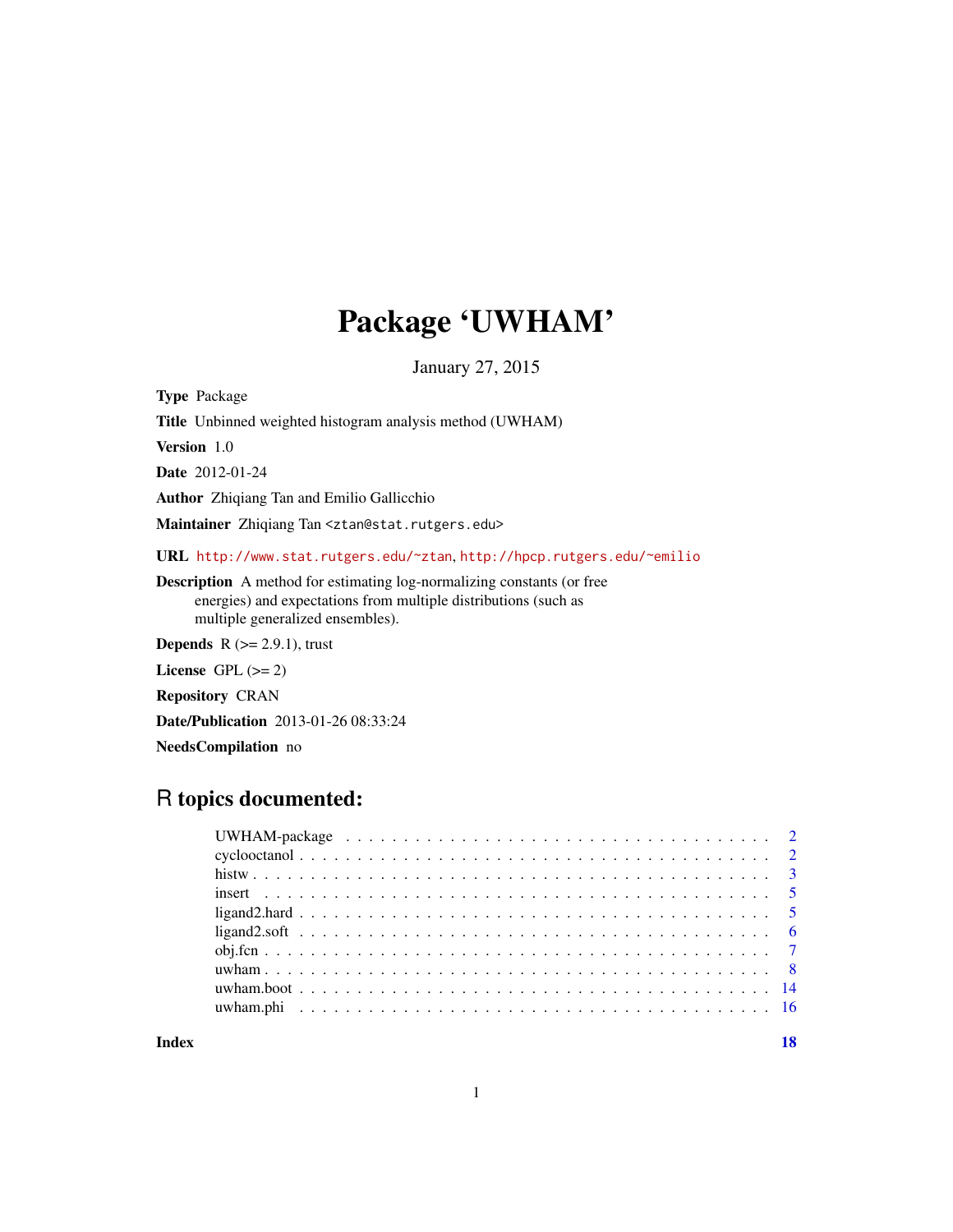# Package 'UWHAM'

January 27, 2015

**Type** Package

**Title** Unbinned weighted histogram analysis method (UWHAM)

**Version** 1.0

**Date** 2012-01-24

**Author** Zhiqiang Tan and Emilio Gallicchio

**Maintainer** Zhiqiang Tan <ztan@stat.rutgers.edu>

**URL** http://www.stat.rutgers.edu/~ztan, http://hpcp.rutgers.edu/~emilio

**Description** A method for estimating log-normalizing constants (or free energies) and expectations from multiple distributions (such as multiple generalized ensembles).

**Depends** R (>= 2.9.1), trust

**License** GPL (>= 2)

**Repository** CRAN

**Date/Publication** 2013-01-26 08:33:24

**NeedsCompilation** no

## R topics documented:

| | |
|---|---|
| UWHAM-package | 2 |
| cyclooctanol | 2 |
| histw | 3 |
| insert | 5 |
| ligand2.hard | 5 |
| ligand2.soft | 6 |
| obj.fcn | 7 |
| uwham | 8 |
| uwham.boot | 14 |
| uwham.phi | 16 |
| **Index** | **18** |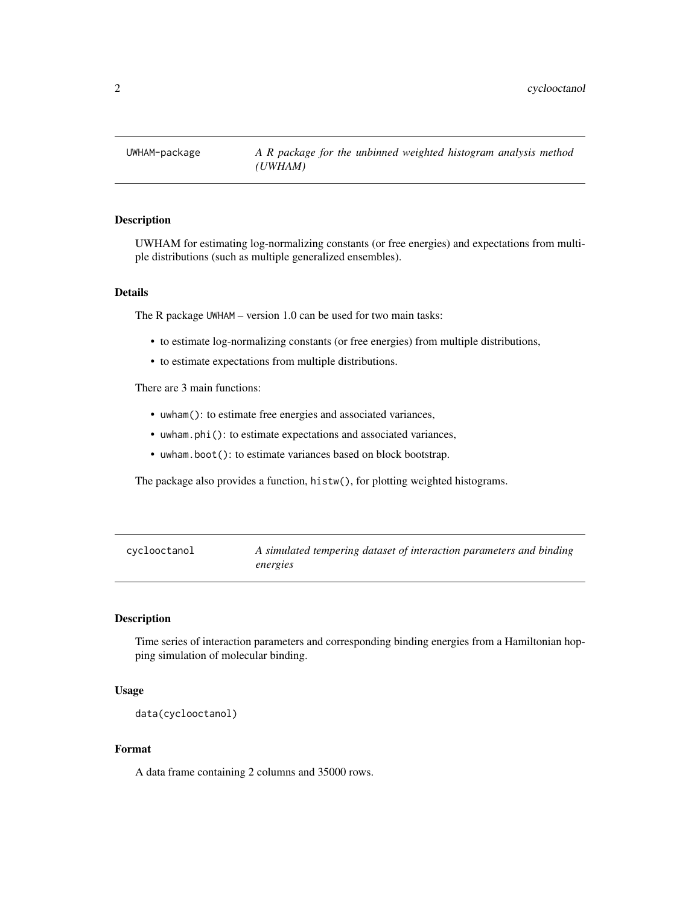## UWHAM-package — *A R package for the unbinned weighted histogram analysis method (UWHAM)*

### Description

UWHAM for estimating log-normalizing constants (or free energies) and expectations from multiple distributions (such as multiple generalized ensembles).

### Details

The R package UWHAM – version 1.0 can be used for two main tasks:

- to estimate log-normalizing constants (or free energies) from multiple distributions,
- to estimate expectations from multiple distributions.

There are 3 main functions:

- `uwham()`: to estimate free energies and associated variances,
- `uwham.phi()`: to estimate expectations and associated variances,
- `uwham.boot()`: to estimate variances based on block bootstrap.

The package also provides a function, `histw()`, for plotting weighted histograms.

## cyclooctanol — *A simulated tempering dataset of interaction parameters and binding energies*

### Description

Time series of interaction parameters and corresponding binding energies from a Hamiltonian hopping simulation of molecular binding.

### Usage

```
data(cyclooctanol)
```

### Format

A data frame containing 2 columns and 35000 rows.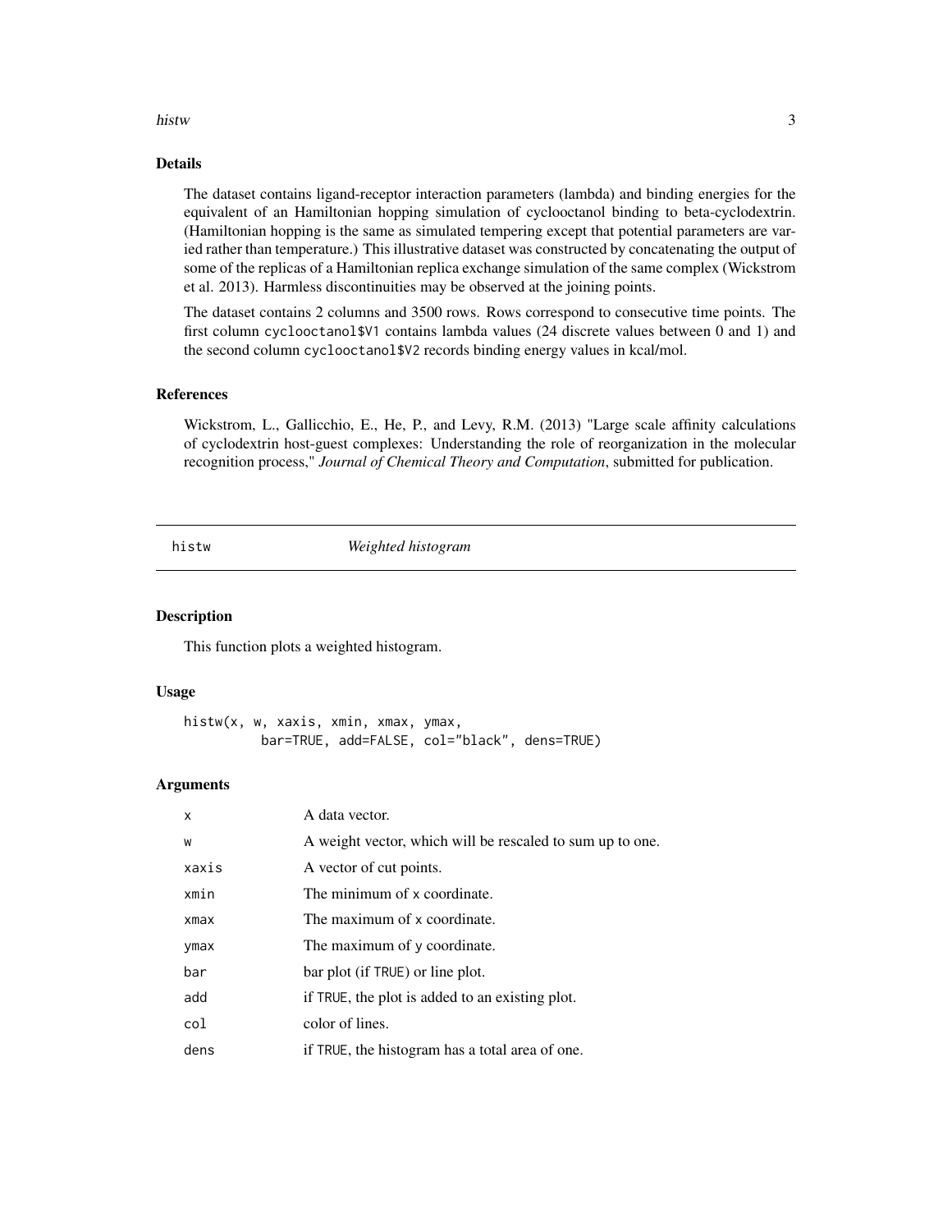### Details

The dataset contains ligand-receptor interaction parameters (lambda) and binding energies for the equivalent of an Hamiltonian hopping simulation of cyclooctanol binding to beta-cyclodextrin. (Hamiltonian hopping is the same as simulated tempering except that potential parameters are varied rather than temperature.) This illustrative dataset was constructed by concatenating the output of some of the replicas of a Hamiltonian replica exchange simulation of the same complex (Wickstrom et al. 2013). Harmless discontinuities may be observed at the joining points.

The dataset contains 2 columns and 3500 rows. Rows correspond to consecutive time points. The first column `cyclooctanol$V1` contains lambda values (24 discrete values between 0 and 1) and the second column `cyclooctanol$V2` records binding energy values in kcal/mol.

### References

Wickstrom, L., Gallicchio, E., He, P., and Levy, R.M. (2013) "Large scale affinity calculations of cyclodextrin host-guest complexes: Understanding the role of reorganization in the molecular recognition process," *Journal of Chemical Theory and Computation*, submitted for publication.

---

## histw — *Weighted histogram*

### Description

This function plots a weighted histogram.

### Usage

```
histw(x, w, xaxis, xmin, xmax, ymax,
          bar=TRUE, add=FALSE, col="black", dens=TRUE)
```

### Arguments

| | |
|---|---|
| `x` | A data vector. |
| `w` | A weight vector, which will be rescaled to sum up to one. |
| `xaxis` | A vector of cut points. |
| `xmin` | The minimum of `x` coordinate. |
| `xmax` | The maximum of `x` coordinate. |
| `ymax` | The maximum of `y` coordinate. |
| `bar` | bar plot (if `TRUE`) or line plot. |
| `add` | if `TRUE`, the plot is added to an existing plot. |
| `col` | color of lines. |
| `dens` | if `TRUE`, the histogram has a total area of one. |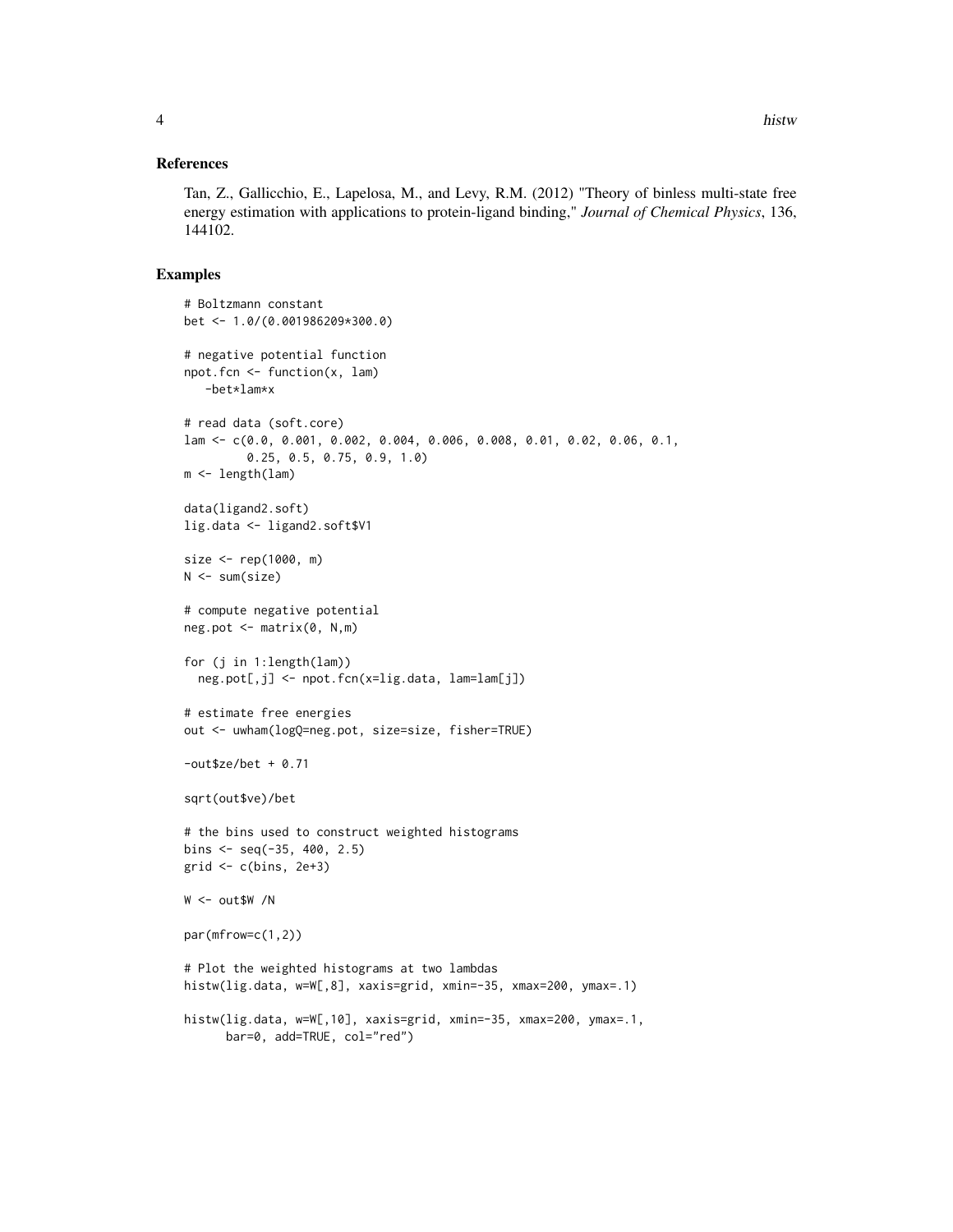## References

Tan, Z., Gallicchio, E., Lapelosa, M., and Levy, R.M. (2012) "Theory of binless multi-state free energy estimation with applications to protein-ligand binding," *Journal of Chemical Physics*, 136, 144102.

## Examples

```
# Boltzmann constant
bet <- 1.0/(0.001986209*300.0)

# negative potential function
npot.fcn <- function(x, lam)
   -bet*lam*x

# read data (soft.core)
lam <- c(0.0, 0.001, 0.002, 0.004, 0.006, 0.008, 0.01, 0.02, 0.06, 0.1,
         0.25, 0.5, 0.75, 0.9, 1.0)
m <- length(lam)

data(ligand2.soft)
lig.data <- ligand2.soft$V1

size <- rep(1000, m)
N <- sum(size)

# compute negative potential
neg.pot <- matrix(0, N,m)

for (j in 1:length(lam))
  neg.pot[,j] <- npot.fcn(x=lig.data, lam=lam[j])

# estimate free energies
out <- uwham(logQ=neg.pot, size=size, fisher=TRUE)

-out$ze/bet + 0.71

sqrt(out$ve)/bet

# the bins used to construct weighted histograms
bins <- seq(-35, 400, 2.5)
grid <- c(bins, 2e+3)

W <- out$W /N

par(mfrow=c(1,2))

# Plot the weighted histograms at two lambdas
histw(lig.data, w=W[,8], xaxis=grid, xmin=-35, xmax=200, ymax=.1)

histw(lig.data, w=W[,10], xaxis=grid, xmin=-35, xmax=200, ymax=.1,
      bar=0, add=TRUE, col="red")
```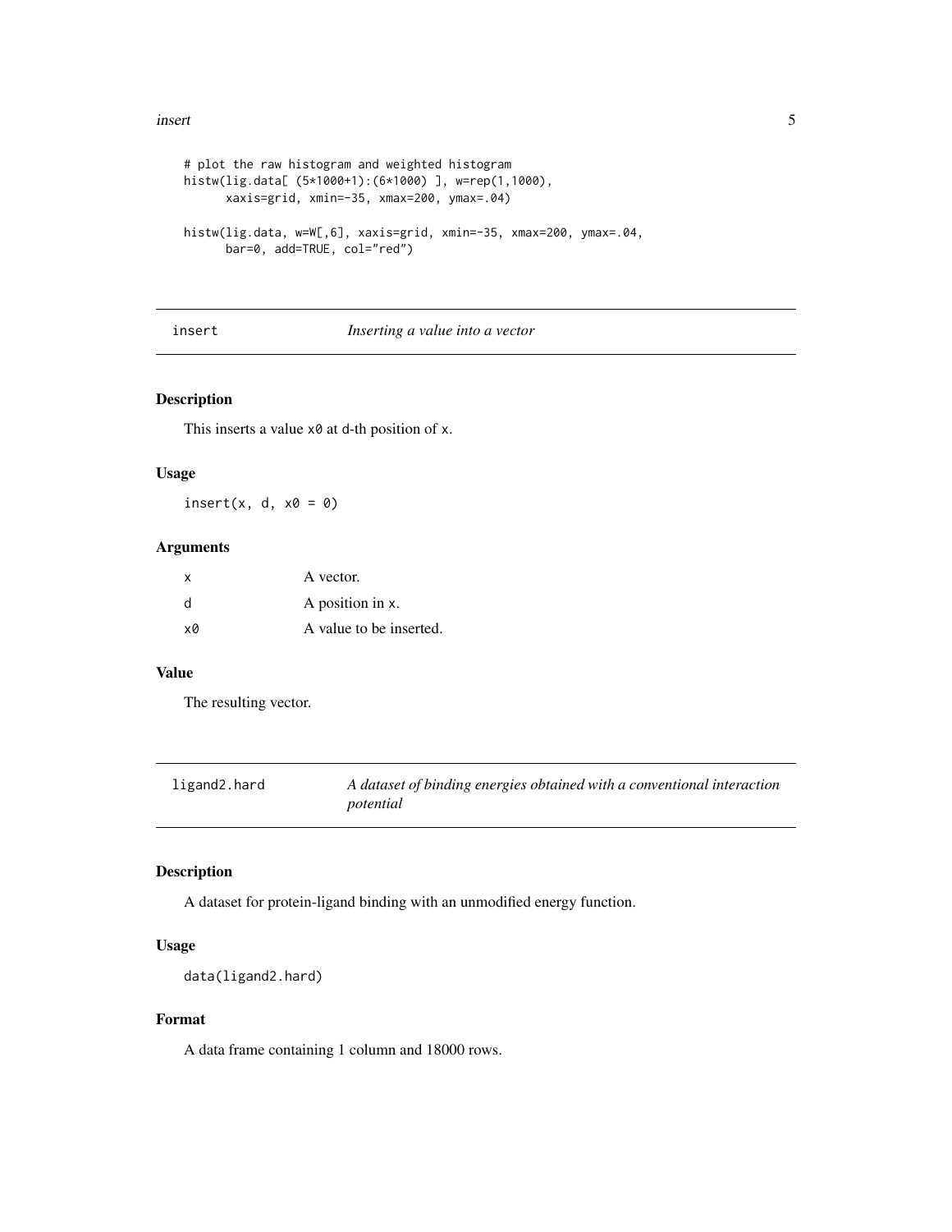```
# plot the raw histogram and weighted histogram
histw(lig.data[ (5*1000+1):(6*1000) ], w=rep(1,1000),
      xaxis=grid, xmin=-35, xmax=200, ymax=.04)

histw(lig.data, w=W[,6], xaxis=grid, xmin=-35, xmax=200, ymax=.04,
      bar=0, add=TRUE, col="red")
```

---

## insert — *Inserting a value into a vector*

---

### Description

This inserts a value `x0` at `d`-th position of `x`.

### Usage

```
insert(x, d, x0 = 0)
```

### Arguments

| | |
|---|---|
| `x` | A vector. |
| `d` | A position in `x`. |
| `x0` | A value to be inserted. |

### Value

The resulting vector.

---

## ligand2.hard — *A dataset of binding energies obtained with a conventional interaction potential*

---

### Description

A dataset for protein-ligand binding with an unmodified energy function.

### Usage

```
data(ligand2.hard)
```

### Format

A data frame containing 1 column and 18000 rows.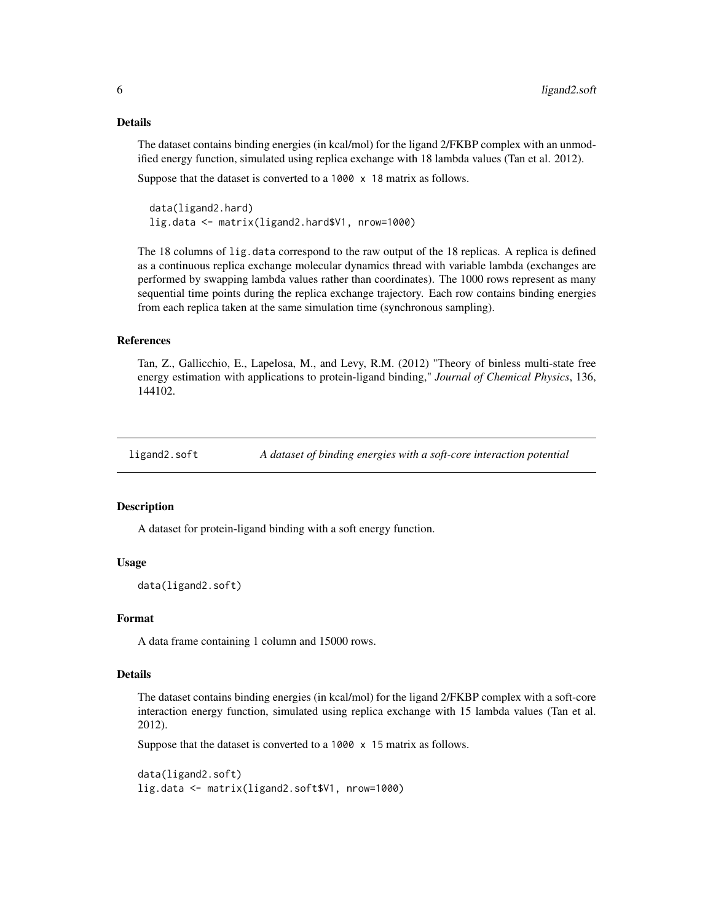### Details

The dataset contains binding energies (in kcal/mol) for the ligand 2/FKBP complex with an unmodified energy function, simulated using replica exchange with 18 lambda values (Tan et al. 2012).

Suppose that the dataset is converted to a `1000 x 18` matrix as follows.

```
data(ligand2.hard)
lig.data <- matrix(ligand2.hard$V1, nrow=1000)
```

The 18 columns of `lig.data` correspond to the raw output of the 18 replicas. A replica is defined as a continuous replica exchange molecular dynamics thread with variable lambda (exchanges are performed by swapping lambda values rather than coordinates). The 1000 rows represent as many sequential time points during the replica exchange trajectory. Each row contains binding energies from each replica taken at the same simulation time (synchronous sampling).

### References

Tan, Z., Gallicchio, E., Lapelosa, M., and Levy, R.M. (2012) "Theory of binless multi-state free energy estimation with applications to protein-ligand binding," *Journal of Chemical Physics*, 136, 144102.

---

## ligand2.soft — *A dataset of binding energies with a soft-core interaction potential*

### Description

A dataset for protein-ligand binding with a soft energy function.

### Usage

```
data(ligand2.soft)
```

### Format

A data frame containing 1 column and 15000 rows.

### Details

The dataset contains binding energies (in kcal/mol) for the ligand 2/FKBP complex with a soft-core interaction energy function, simulated using replica exchange with 15 lambda values (Tan et al. 2012).

Suppose that the dataset is converted to a `1000 x 15` matrix as follows.

```
data(ligand2.soft)
lig.data <- matrix(ligand2.soft$V1, nrow=1000)
```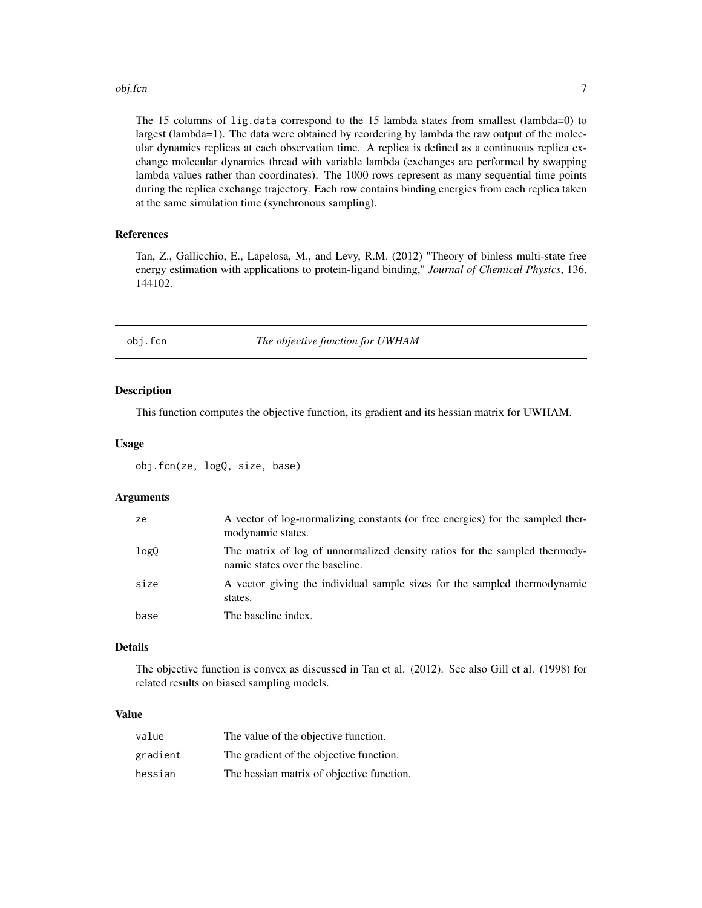The 15 columns of `lig.data` correspond to the 15 lambda states from smallest (lambda=0) to largest (lambda=1). The data were obtained by reordering by lambda the raw output of the molecular dynamics replicas at each observation time. A replica is defined as a continuous replica exchange molecular dynamics thread with variable lambda (exchanges are performed by swapping lambda values rather than coordinates). The 1000 rows represent as many sequential time points during the replica exchange trajectory. Each row contains binding energies from each replica taken at the same simulation time (synchronous sampling).

### References

Tan, Z., Gallicchio, E., Lapelosa, M., and Levy, R.M. (2012) "Theory of binless multi-state free energy estimation with applications to protein-ligand binding," *Journal of Chemical Physics*, 136, 144102.

## obj.fcn — *The objective function for UWHAM*

### Description

This function computes the objective function, its gradient and its hessian matrix for UWHAM.

### Usage

```
obj.fcn(ze, logQ, size, base)
```

### Arguments

| | |
|---|---|
| `ze` | A vector of log-normalizing constants (or free energies) for the sampled thermodynamic states. |
| `logQ` | The matrix of log of unnormalized density ratios for the sampled thermodynamic states over the baseline. |
| `size` | A vector giving the individual sample sizes for the sampled thermodynamic states. |
| `base` | The baseline index. |

### Details

The objective function is convex as discussed in Tan et al. (2012). See also Gill et al. (1998) for related results on biased sampling models.

### Value

| | |
|---|---|
| `value` | The value of the objective function. |
| `gradient` | The gradient of the objective function. |
| `hessian` | The hessian matrix of objective function. |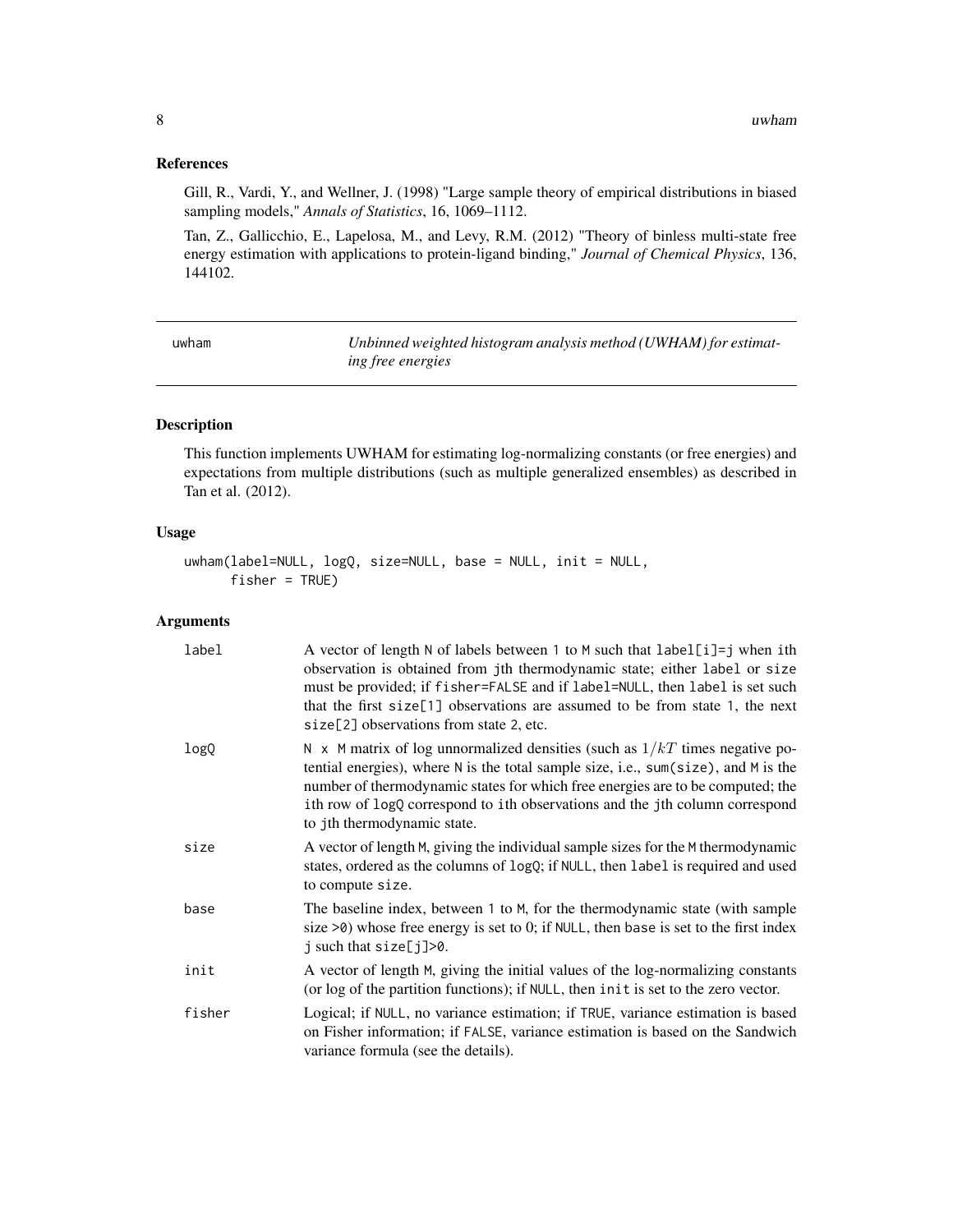### References

Gill, R., Vardi, Y., and Wellner, J. (1998) "Large sample theory of empirical distributions in biased sampling models," *Annals of Statistics*, 16, 1069–1112.

Tan, Z., Gallicchio, E., Lapelosa, M., and Levy, R.M. (2012) "Theory of binless multi-state free energy estimation with applications to protein-ligand binding," *Journal of Chemical Physics*, 136, 144102.

---

## uwham — *Unbinned weighted histogram analysis method (UWHAM) for estimating free energies*

---

### Description

This function implements UWHAM for estimating log-normalizing constants (or free energies) and expectations from multiple distributions (such as multiple generalized ensembles) as described in Tan et al. (2012).

### Usage

```
uwham(label=NULL, logQ, size=NULL, base = NULL, init = NULL,
      fisher = TRUE)
```

### Arguments

| | |
|---|---|
| `label` | A vector of length `N` of labels between `1` to `M` such that `label[i]=j` when `i`th observation is obtained from `j`th thermodynamic state; either `label` or `size` must be provided; if `fisher=FALSE` and if `label=NULL`, then `label` is set such that the first `size[1]` observations are assumed to be from state `1`, the next `size[2]` observations from state `2`, etc. |
| `logQ` | `N x M` matrix of log unnormalized densities (such as $1/kT$ times negative potential energies), where `N` is the total sample size, i.e., `sum(size)`, and `M` is the number of thermodynamic states for which free energies are to be computed; the `i`th row of `logQ` correspond to `i`th observations and the `j`th column correspond to `j`th thermodynamic state. |
| `size` | A vector of length `M`, giving the individual sample sizes for the `M` thermodynamic states, ordered as the columns of `logQ`; if `NULL`, then `label` is required and used to compute `size`. |
| `base` | The baseline index, between `1` to `M`, for the thermodynamic state (with sample size `>0`) whose free energy is set to 0; if `NULL`, then `base` is set to the first index `j` such that `size[j]>0`. |
| `init` | A vector of length `M`, giving the initial values of the log-normalizing constants (or log of the partition functions); if `NULL`, then `init` is set to the zero vector. |
| `fisher` | Logical; if `NULL`, no variance estimation; if `TRUE`, variance estimation is based on Fisher information; if `FALSE`, variance estimation is based on the Sandwich variance formula (see the details). |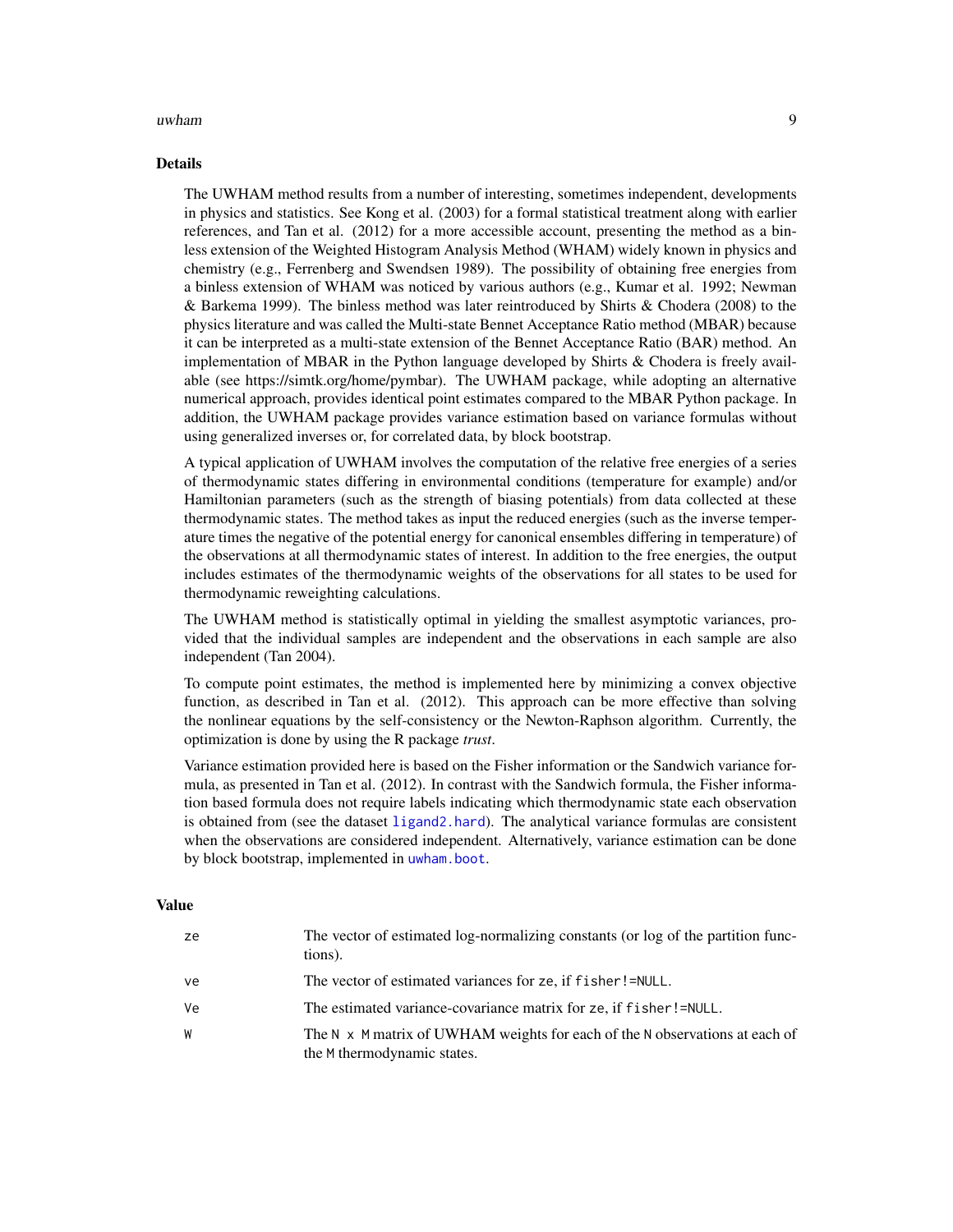## Details

The UWHAM method results from a number of interesting, sometimes independent, developments in physics and statistics. See Kong et al. (2003) for a formal statistical treatment along with earlier references, and Tan et al. (2012) for a more accessible account, presenting the method as a binless extension of the Weighted Histogram Analysis Method (WHAM) widely known in physics and chemistry (e.g., Ferrenberg and Swendsen 1989). The possibility of obtaining free energies from a binless extension of WHAM was noticed by various authors (e.g., Kumar et al. 1992; Newman & Barkema 1999). The binless method was later reintroduced by Shirts & Chodera (2008) to the physics literature and was called the Multi-state Bennet Acceptance Ratio method (MBAR) because it can be interpreted as a multi-state extension of the Bennet Acceptance Ratio (BAR) method. An implementation of MBAR in the Python language developed by Shirts & Chodera is freely available (see https://simtk.org/home/pymbar). The UWHAM package, while adopting an alternative numerical approach, provides identical point estimates compared to the MBAR Python package. In addition, the UWHAM package provides variance estimation based on variance formulas without using generalized inverses or, for correlated data, by block bootstrap.

A typical application of UWHAM involves the computation of the relative free energies of a series of thermodynamic states differing in environmental conditions (temperature for example) and/or Hamiltonian parameters (such as the strength of biasing potentials) from data collected at these thermodynamic states. The method takes as input the reduced energies (such as the inverse temperature times the negative of the potential energy for canonical ensembles differing in temperature) of the observations at all thermodynamic states of interest. In addition to the free energies, the output includes estimates of the thermodynamic weights of the observations for all states to be used for thermodynamic reweighting calculations.

The UWHAM method is statistically optimal in yielding the smallest asymptotic variances, provided that the individual samples are independent and the observations in each sample are also independent (Tan 2004).

To compute point estimates, the method is implemented here by minimizing a convex objective function, as described in Tan et al. (2012). This approach can be more effective than solving the nonlinear equations by the self-consistency or the Newton-Raphson algorithm. Currently, the optimization is done by using the R package *trust*.

Variance estimation provided here is based on the Fisher information or the Sandwich variance formula, as presented in Tan et al. (2012). In contrast with the Sandwich formula, the Fisher information based formula does not require labels indicating which thermodynamic state each observation is obtained from (see the dataset `ligand2.hard`). The analytical variance formulas are consistent when the observations are considered independent. Alternatively, variance estimation can be done by block bootstrap, implemented in `uwham.boot`.

## Value

| | |
|---|---|
| `ze` | The vector of estimated log-normalizing constants (or log of the partition functions). |
| `ve` | The vector of estimated variances for `ze`, if `fisher!=NULL`. |
| `Ve` | The estimated variance-covariance matrix for `ze`, if `fisher!=NULL`. |
| `W` | The `N x M` matrix of UWHAM weights for each of the `N` observations at each of the `M` thermodynamic states. |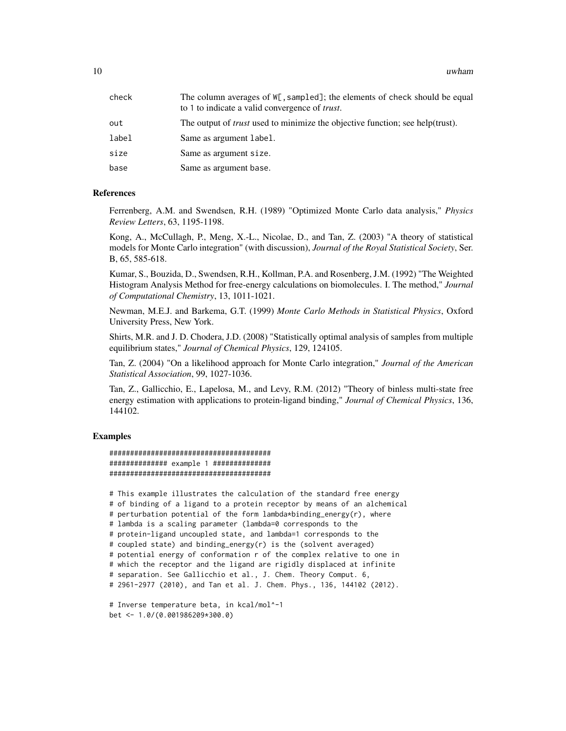| | |
|---|---|
| `check` | The column averages of `W[,sampled]`; the elements of `check` should be equal to 1 to indicate a valid convergence of *trust*. |
| `out` | The output of *trust* used to minimize the objective function; see help(trust). |
| `label` | Same as argument `label`. |
| `size` | Same as argument `size`. |
| `base` | Same as argument `base`. |

### References

Ferrenberg, A.M. and Swendsen, R.H. (1989) "Optimized Monte Carlo data analysis," *Physics Review Letters*, 63, 1195-1198.

Kong, A., McCullagh, P., Meng, X.-L., Nicolae, D., and Tan, Z. (2003) "A theory of statistical models for Monte Carlo integration" (with discussion), *Journal of the Royal Statistical Society*, Ser. B, 65, 585-618.

Kumar, S., Bouzida, D., Swendsen, R.H., Kollman, P.A. and Rosenberg, J.M. (1992) "The Weighted Histogram Analysis Method for free-energy calculations on biomolecules. I. The method," *Journal of Computational Chemistry*, 13, 1011-1021.

Newman, M.E.J. and Barkema, G.T. (1999) *Monte Carlo Methods in Statistical Physics*, Oxford University Press, New York.

Shirts, M.R. and J. D. Chodera, J.D. (2008) "Statistically optimal analysis of samples from multiple equilibrium states," *Journal of Chemical Physics*, 129, 124105.

Tan, Z. (2004) "On a likelihood approach for Monte Carlo integration," *Journal of the American Statistical Association*, 99, 1027-1036.

Tan, Z., Gallicchio, E., Lapelosa, M., and Levy, R.M. (2012) "Theory of binless multi-state free energy estimation with applications to protein-ligand binding," *Journal of Chemical Physics*, 136, 144102.

### Examples

```
########################################
############## example 1 ##############
########################################

# This example illustrates the calculation of the standard free energy
# of binding of a ligand to a protein receptor by means of an alchemical
# perturbation potential of the form lambda*binding_energy(r), where
# lambda is a scaling parameter (lambda=0 corresponds to the
# protein-ligand uncoupled state, and lambda=1 corresponds to the
# coupled state) and binding_energy(r) is the (solvent averaged)
# potential energy of conformation r of the complex relative to one in
# which the receptor and the ligand are rigidly displaced at infinite
# separation. See Gallicchio et al., J. Chem. Theory Comput. 6,
# 2961-2977 (2010), and Tan et al. J. Chem. Phys., 136, 144102 (2012).

# Inverse temperature beta, in kcal/mol^-1
bet <- 1.0/(0.001986209*300.0)
```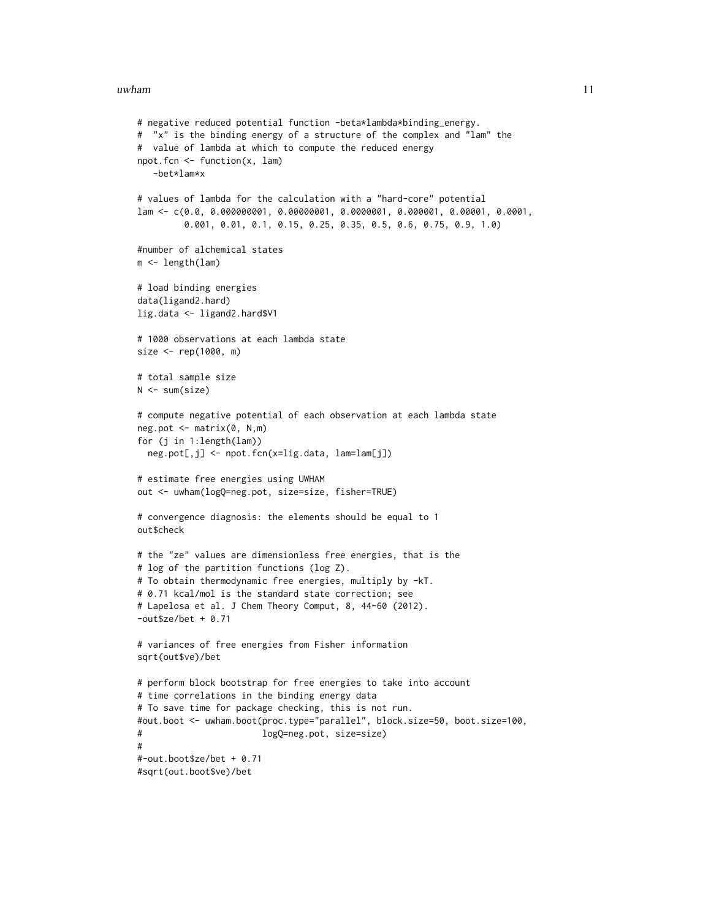```
# negative reduced potential function -beta*lambda*binding_energy.
#  "x" is the binding energy of a structure of the complex and "lam" the
#  value of lambda at which to compute the reduced energy
npot.fcn <- function(x, lam)
   -bet*lam*x

# values of lambda for the calculation with a "hard-core" potential
lam <- c(0.0, 0.000000001, 0.00000001, 0.0000001, 0.000001, 0.00001, 0.0001,
         0.001, 0.01, 0.1, 0.15, 0.25, 0.35, 0.5, 0.6, 0.75, 0.9, 1.0)

#number of alchemical states
m <- length(lam)

# load binding energies
data(ligand2.hard)
lig.data <- ligand2.hard$V1

# 1000 observations at each lambda state
size <- rep(1000, m)

# total sample size
N <- sum(size)

# compute negative potential of each observation at each lambda state
neg.pot <- matrix(0, N,m)
for (j in 1:length(lam))
  neg.pot[,j] <- npot.fcn(x=lig.data, lam=lam[j])

# estimate free energies using UWHAM
out <- uwham(logQ=neg.pot, size=size, fisher=TRUE)

# convergence diagnosis: the elements should be equal to 1
out$check

# the "ze" values are dimensionless free energies, that is the
# log of the partition functions (log Z).
# To obtain thermodynamic free energies, multiply by -kT.
# 0.71 kcal/mol is the standard state correction; see
# Lapelosa et al. J Chem Theory Comput, 8, 44-60 (2012).
-out$ze/bet + 0.71

# variances of free energies from Fisher information
sqrt(out$ve)/bet

# perform block bootstrap for free energies to take into account
# time correlations in the binding energy data
# To save time for package checking, this is not run.
#out.boot <- uwham.boot(proc.type="parallel", block.size=50, boot.size=100,
#                       logQ=neg.pot, size=size)
#
#-out.boot$ze/bet + 0.71
#sqrt(out.boot$ve)/bet
```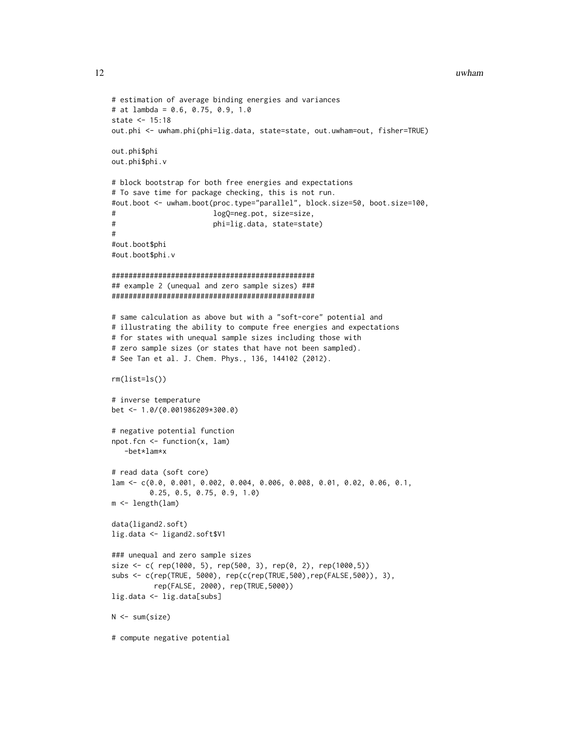```
# estimation of average binding energies and variances
# at lambda = 0.6, 0.75, 0.9, 1.0
state <- 15:18
out.phi <- uwham.phi(phi=lig.data, state=state, out.uwham=out, fisher=TRUE)

out.phi$phi
out.phi$phi.v

# block bootstrap for both free energies and expectations
# To save time for package checking, this is not run.
#out.boot <- uwham.boot(proc.type="parallel", block.size=50, boot.size=100,
#                       logQ=neg.pot, size=size,
#                       phi=lig.data, state=state)
#
#out.boot$phi
#out.boot$phi.v

#################################################
## example 2 (unequal and zero sample sizes) ###
#################################################

# same calculation as above but with a "soft-core" potential and
# illustrating the ability to compute free energies and expectations
# for states with unequal sample sizes including those with
# zero sample sizes (or states that have not been sampled).
# See Tan et al. J. Chem. Phys., 136, 144102 (2012).

rm(list=ls())

# inverse temperature
bet <- 1.0/(0.001986209*300.0)

# negative potential function
npot.fcn <- function(x, lam)
   -bet*lam*x

# read data (soft core)
lam <- c(0.0, 0.001, 0.002, 0.004, 0.006, 0.008, 0.01, 0.02, 0.06, 0.1,
         0.25, 0.5, 0.75, 0.9, 1.0)
m <- length(lam)

data(ligand2.soft)
lig.data <- ligand2.soft$V1

### unequal and zero sample sizes
size <- c( rep(1000, 5), rep(500, 3), rep(0, 2), rep(1000,5))
subs <- c(rep(TRUE, 5000), rep(c(rep(TRUE,500),rep(FALSE,500)), 3),
          rep(FALSE, 2000), rep(TRUE,5000))
lig.data <- lig.data[subs]

N <- sum(size)

# compute negative potential
```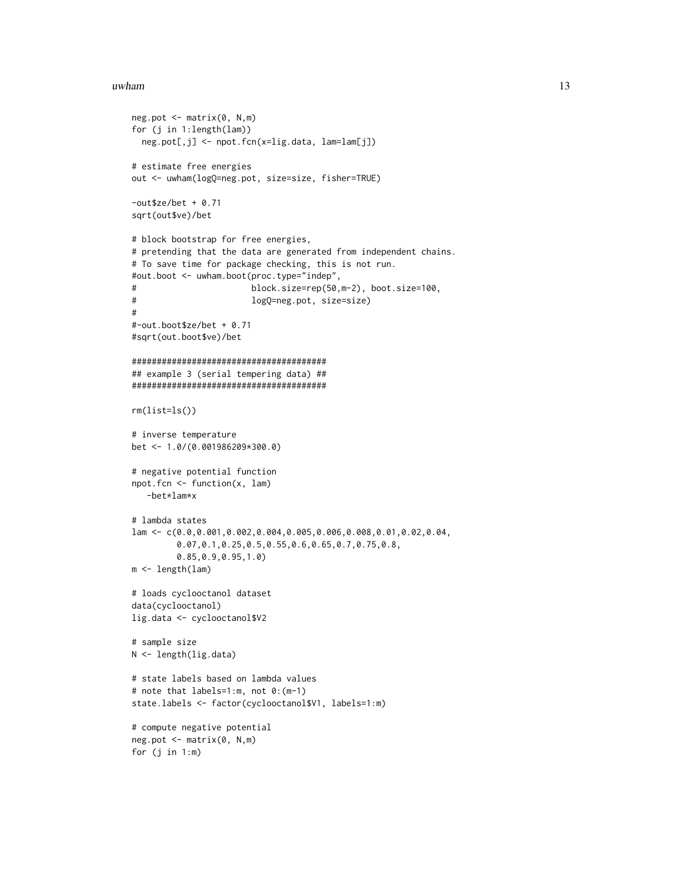```
neg.pot <- matrix(0, N,m)
for (j in 1:length(lam))
  neg.pot[,j] <- npot.fcn(x=lig.data, lam=lam[j])

# estimate free energies
out <- uwham(logQ=neg.pot, size=size, fisher=TRUE)

-out$ze/bet + 0.71
sqrt(out$ve)/bet

# block bootstrap for free energies,
# pretending that the data are generated from independent chains.
# To save time for package checking, this is not run.
#out.boot <- uwham.boot(proc.type="indep",
#                        block.size=rep(50,m-2), boot.size=100,
#                        logQ=neg.pot, size=size)
#
#-out.boot$ze/bet + 0.71
#sqrt(out.boot$ve)/bet

######################################
## example 3 (serial tempering data) ##
######################################

rm(list=ls())

# inverse temperature
bet <- 1.0/(0.001986209*300.0)

# negative potential function
npot.fcn <- function(x, lam)
   -bet*lam*x

# lambda states
lam <- c(0.0,0.001,0.002,0.004,0.005,0.006,0.008,0.01,0.02,0.04,
         0.07,0.1,0.25,0.5,0.55,0.6,0.65,0.7,0.75,0.8,
         0.85,0.9,0.95,1.0)
m <- length(lam)

# loads cyclooctanol dataset
data(cyclooctanol)
lig.data <- cyclooctanol$V2

# sample size
N <- length(lig.data)

# state labels based on lambda values
# note that labels=1:m, not 0:(m-1)
state.labels <- factor(cyclooctanol$V1, labels=1:m)

# compute negative potential
neg.pot <- matrix(0, N,m)
for (j in 1:m)
```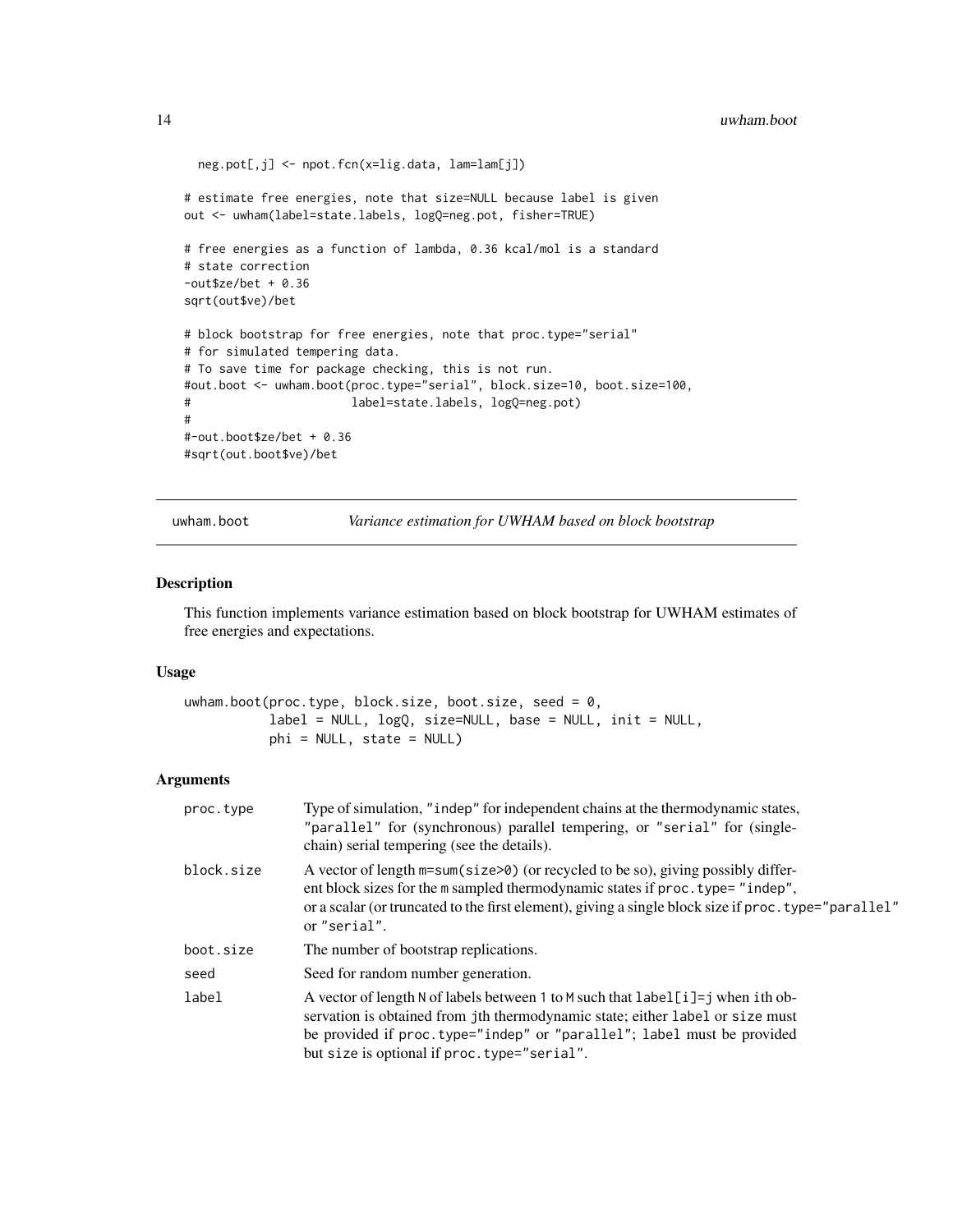```
  neg.pot[,j] <- npot.fcn(x=lig.data, lam=lam[j])

# estimate free energies, note that size=NULL because label is given
out <- uwham(label=state.labels, logQ=neg.pot, fisher=TRUE)

# free energies as a function of lambda, 0.36 kcal/mol is a standard
# state correction
-out$ze/bet + 0.36
sqrt(out$ve)/bet

# block bootstrap for free energies, note that proc.type="serial"
# for simulated tempering data.
# To save time for package checking, this is not run.
#out.boot <- uwham.boot(proc.type="serial", block.size=10, boot.size=100,
#                       label=state.labels, logQ=neg.pot)
#
#-out.boot$ze/bet + 0.36
#sqrt(out.boot$ve)/bet
```

## uwham.boot — *Variance estimation for UWHAM based on block bootstrap*

### Description

This function implements variance estimation based on block bootstrap for UWHAM estimates of free energies and expectations.

### Usage

```
uwham.boot(proc.type, block.size, boot.size, seed = 0,
           label = NULL, logQ, size=NULL, base = NULL, init = NULL,
           phi = NULL, state = NULL)
```

### Arguments

| | |
|---|---|
| `proc.type` | Type of simulation, `"indep"` for independent chains at the thermodynamic states, `"parallel"` for (synchronous) parallel tempering, or `"serial"` for (single-chain) serial tempering (see the details). |
| `block.size` | A vector of length `m=sum(size>0)` (or recycled to be so), giving possibly different block sizes for the `m` sampled thermodynamic states if `proc.type= "indep"`, or a scalar (or truncated to the first element), giving a single block size if `proc.type="parallel"` or `"serial"`. |
| `boot.size` | The number of bootstrap replications. |
| `seed` | Seed for random number generation. |
| `label` | A vector of length `N` of labels between `1` to `M` such that `label[i]=j` when `i`th observation is obtained from `j`th thermodynamic state; either `label` or `size` must be provided if `proc.type="indep"` or `"parallel"`; `label` must be provided but `size` is optional if `proc.type="serial"`. |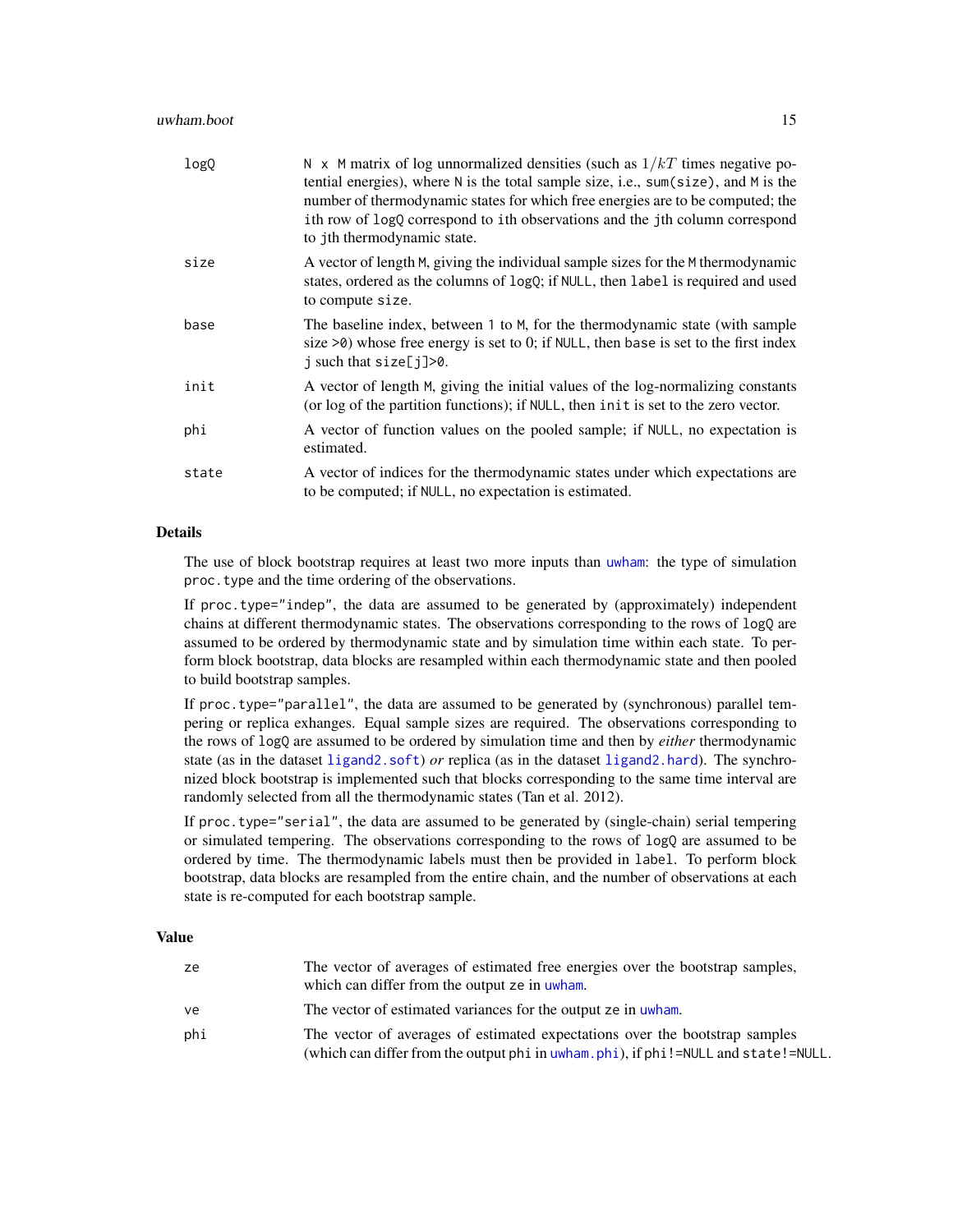| | |
|---|---|
| logQ | N x M matrix of log unnormalized densities (such as $1/kT$ times negative potential energies), where N is the total sample size, i.e., sum(size), and M is the number of thermodynamic states for which free energies are to be computed; the ith row of logQ correspond to ith observations and the jth column correspond to jth thermodynamic state. |
| size | A vector of length M, giving the individual sample sizes for the M thermodynamic states, ordered as the columns of logQ; if NULL, then label is required and used to compute size. |
| base | The baseline index, between 1 to M, for the thermodynamic state (with sample size >0) whose free energy is set to 0; if NULL, then base is set to the first index j such that size[j]>0. |
| init | A vector of length M, giving the initial values of the log-normalizing constants (or log of the partition functions); if NULL, then init is set to the zero vector. |
| phi | A vector of function values on the pooled sample; if NULL, no expectation is estimated. |
| state | A vector of indices for the thermodynamic states under which expectations are to be computed; if NULL, no expectation is estimated. |

## Details

The use of block bootstrap requires at least two more inputs than uwham: the type of simulation proc.type and the time ordering of the observations.

If proc.type="indep", the data are assumed to be generated by (approximately) independent chains at different thermodynamic states. The observations corresponding to the rows of logQ are assumed to be ordered by thermodynamic state and by simulation time within each state. To perform block bootstrap, data blocks are resampled within each thermodynamic state and then pooled to build bootstrap samples.

If proc.type="parallel", the data are assumed to be generated by (synchronous) parallel tempering or replica exhanges. Equal sample sizes are required. The observations corresponding to the rows of logQ are assumed to be ordered by simulation time and then by *either* thermodynamic state (as in the dataset ligand2.soft) *or* replica (as in the dataset ligand2.hard). The synchronized block bootstrap is implemented such that blocks corresponding to the same time interval are randomly selected from all the thermodynamic states (Tan et al. 2012).

If proc.type="serial", the data are assumed to be generated by (single-chain) serial tempering or simulated tempering. The observations corresponding to the rows of logQ are assumed to be ordered by time. The thermodynamic labels must then be provided in label. To perform block bootstrap, data blocks are resampled from the entire chain, and the number of observations at each state is re-computed for each bootstrap sample.

## Value

| | |
|---|---|
| ze | The vector of averages of estimated free energies over the bootstrap samples, which can differ from the output ze in uwham. |
| ve | The vector of estimated variances for the output ze in uwham. |
| phi | The vector of averages of estimated expectations over the bootstrap samples (which can differ from the output phi in uwham.phi), if phi!=NULL and state!=NULL. |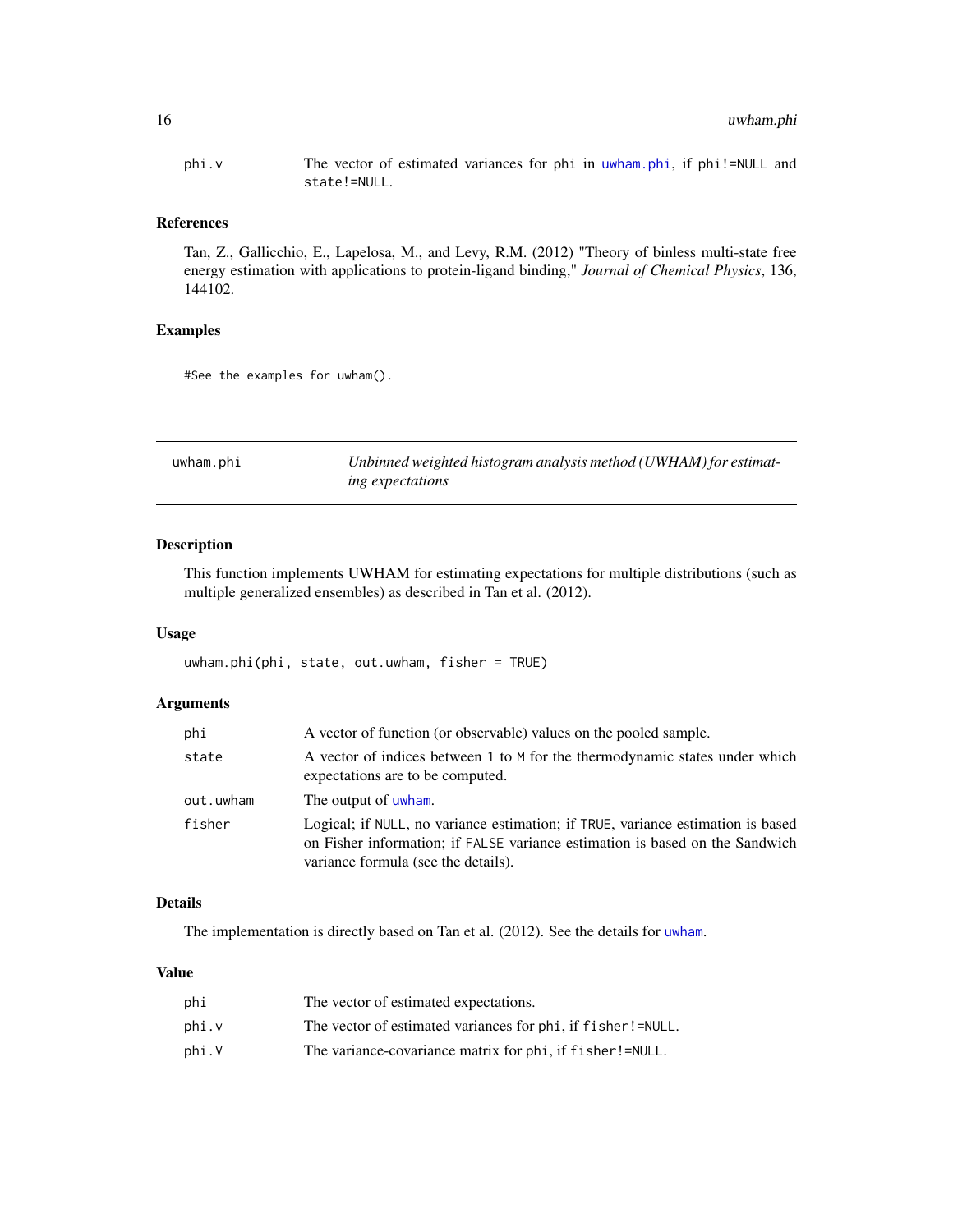| | |
|---|---|
| phi.v | The vector of estimated variances for phi in uwham.phi, if phi!=NULL and state!=NULL. |

### References

Tan, Z., Gallicchio, E., Lapelosa, M., and Levy, R.M. (2012) "Theory of binless multi-state free energy estimation with applications to protein-ligand binding," *Journal of Chemical Physics*, 136, 144102.

### Examples

```
#See the examples for uwham().
```

---

## uwham.phi — *Unbinned weighted histogram analysis method (UWHAM) for estimating expectations*

---

### Description

This function implements UWHAM for estimating expectations for multiple distributions (such as multiple generalized ensembles) as described in Tan et al. (2012).

### Usage

```
uwham.phi(phi, state, out.uwham, fisher = TRUE)
```

### Arguments

| | |
|---|---|
| phi | A vector of function (or observable) values on the pooled sample. |
| state | A vector of indices between 1 to M for the thermodynamic states under which expectations are to be computed. |
| out.uwham | The output of uwham. |
| fisher | Logical; if NULL, no variance estimation; if TRUE, variance estimation is based on Fisher information; if FALSE variance estimation is based on the Sandwich variance formula (see the details). |

### Details

The implementation is directly based on Tan et al. (2012). See the details for uwham.

### Value

| | |
|---|---|
| phi | The vector of estimated expectations. |
| phi.v | The vector of estimated variances for phi, if fisher!=NULL. |
| phi.V | The variance-covariance matrix for phi, if fisher!=NULL. |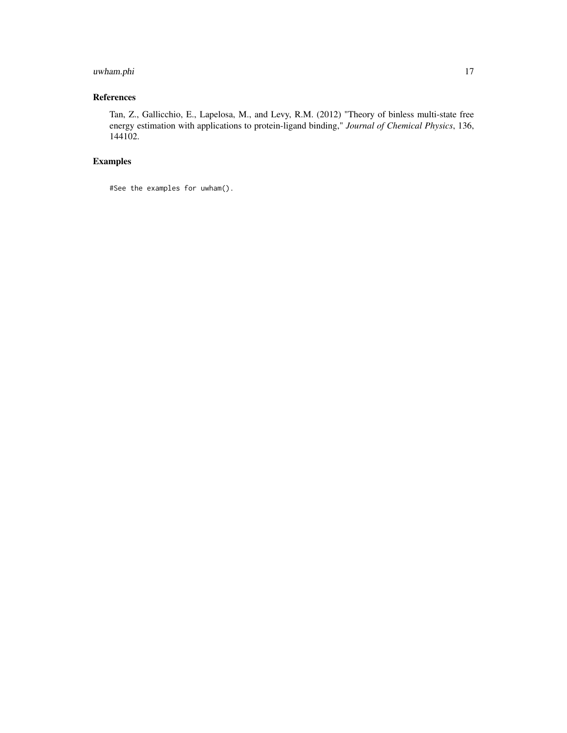## References

Tan, Z., Gallicchio, E., Lapelosa, M., and Levy, R.M. (2012) "Theory of binless multi-state free energy estimation with applications to protein-ligand binding," *Journal of Chemical Physics*, 136, 144102.

## Examples

```
#See the examples for uwham().
```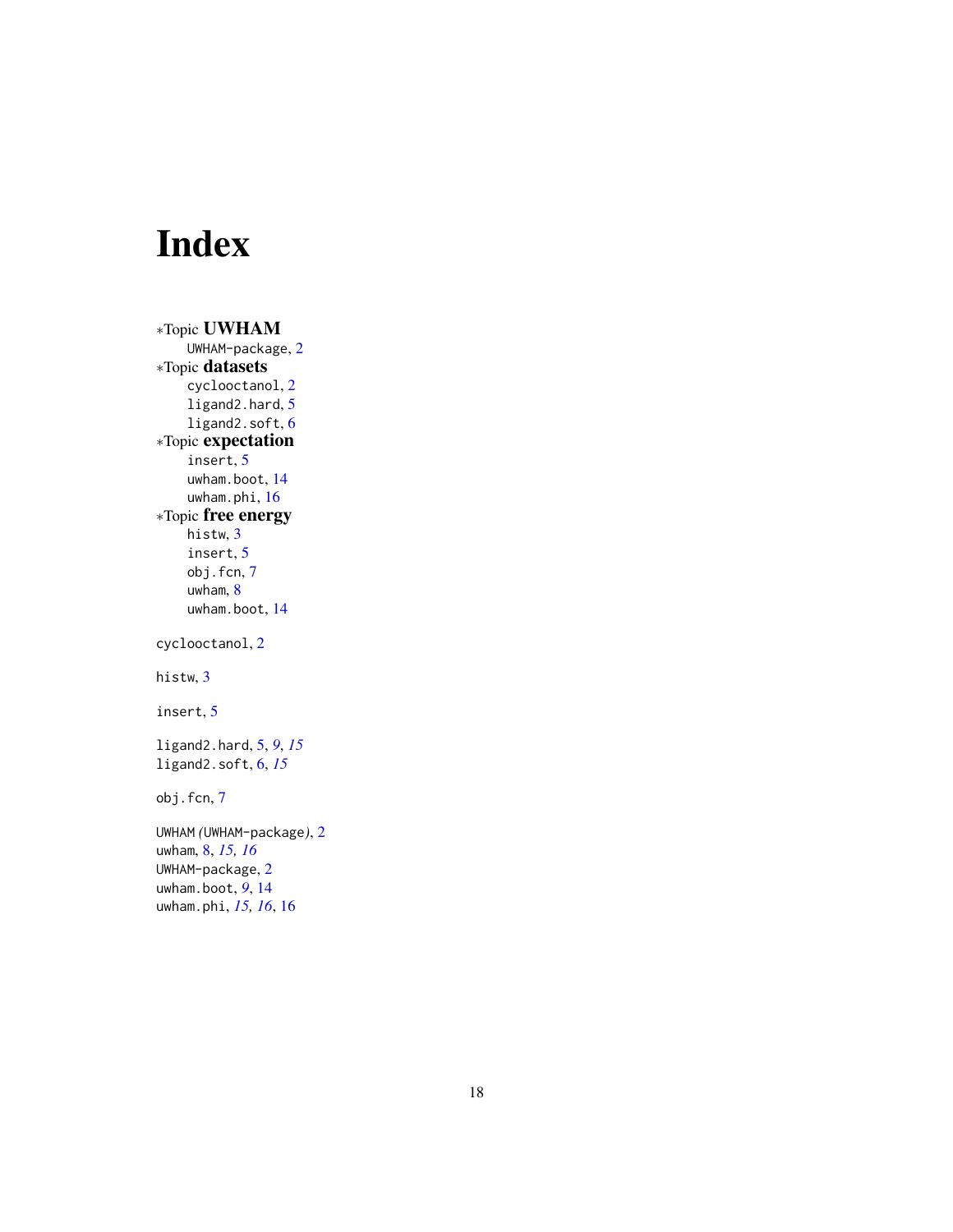# Index

∗Topic **UWHAM**
  UWHAM-package, 2

∗Topic **datasets**
  cyclooctanol, 2
  ligand2.hard, 5
  ligand2.soft, 6

∗Topic **expectation**
  insert, 5
  uwham.boot, 14
  uwham.phi, 16

∗Topic **free energy**
  histw, 3
  insert, 5
  obj.fcn, 7
  uwham, 8
  uwham.boot, 14

cyclooctanol, 2

histw, 3

insert, 5

ligand2.hard, 5, *9*, *15*
ligand2.soft, 6, *15*

obj.fcn, 7

UWHAM *(*UWHAM-package*)*, 2
uwham, 8, *15, 16*
UWHAM-package, 2
uwham.boot, *9*, 14
uwham.phi, *15, 16*, 16